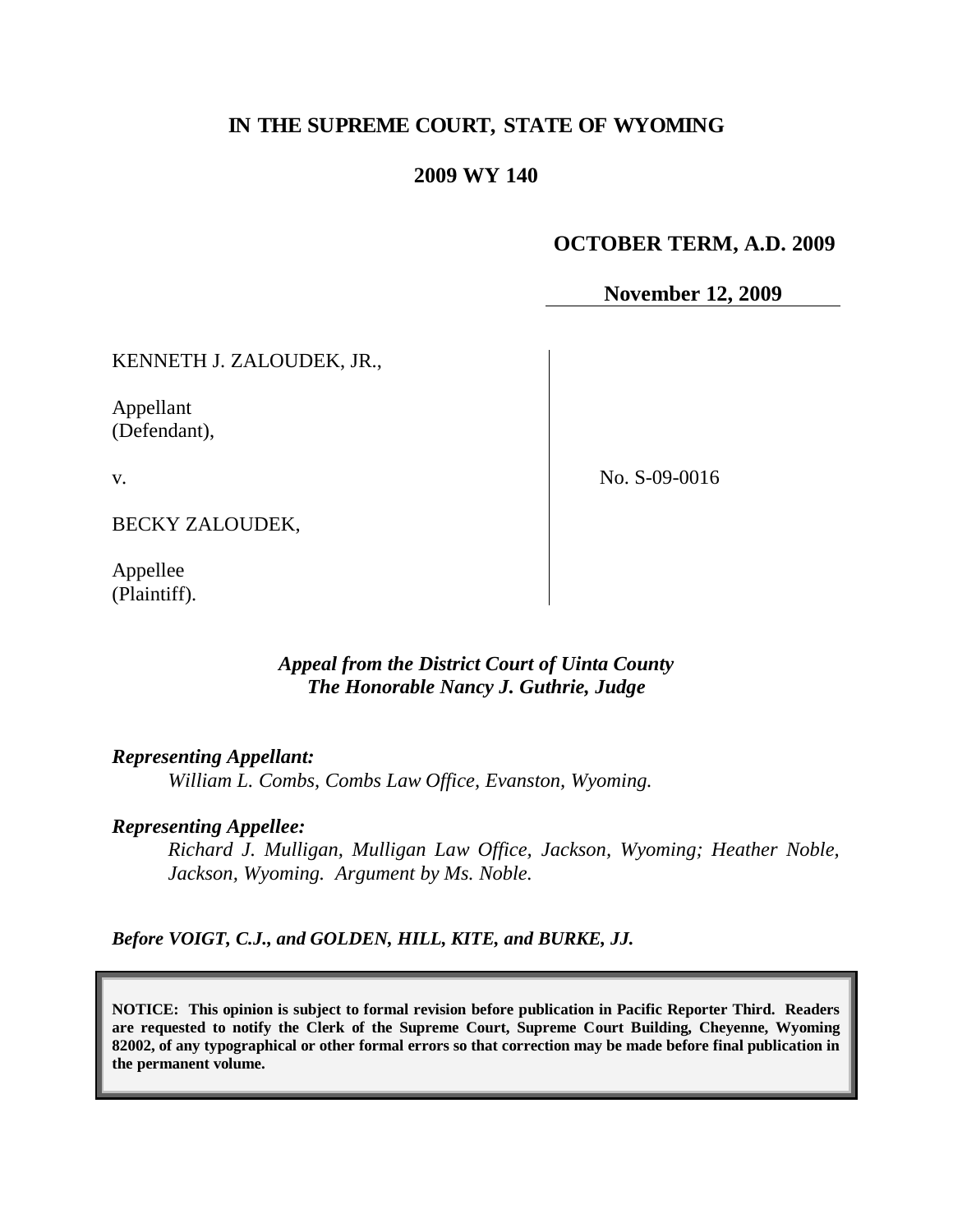# IN THE SUPREME COURT, STATE OF WYOMING

## 2009 WY 140

**OCTOBER TERM, A.D. 2009**

**November 12, 2009**

| | |
|---|---|
| KENNETH J. ZALOUDEK, JR.,<br><br>Appellant<br>(Defendant),<br><br>v.<br><br>BECKY ZALOUDEK,<br><br>Appellee<br>(Plaintiff). | No. S-09-0016 |

*Appeal from the District Court of Uinta County*
*The Honorable Nancy J. Guthrie, Judge*

***Representing Appellant:***

*William L. Combs, Combs Law Office, Evanston, Wyoming.*

***Representing Appellee:***

*Richard J. Mulligan, Mulligan Law Office, Jackson, Wyoming; Heather Noble, Jackson, Wyoming. Argument by Ms. Noble.*

***Before VOIGT, C.J., and GOLDEN, HILL, KITE, and BURKE, JJ.***

**NOTICE: This opinion is subject to formal revision before publication in Pacific Reporter Third. Readers are requested to notify the Clerk of the Supreme Court, Supreme Court Building, Cheyenne, Wyoming 82002, of any typographical or other formal errors so that correction may be made before final publication in the permanent volume.**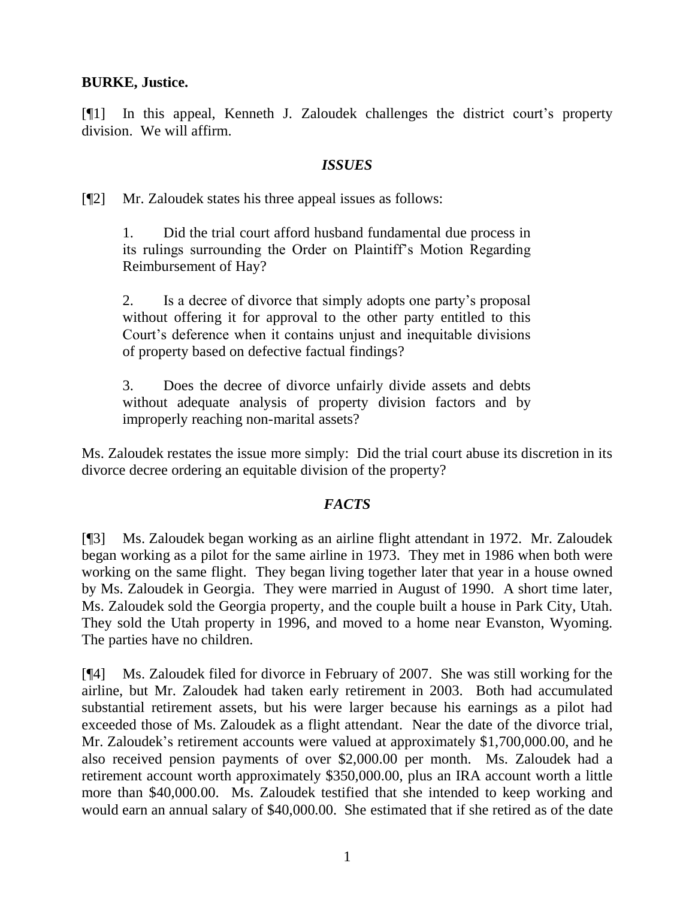**BURKE, Justice.**

[¶1] In this appeal, Kenneth J. Zaloudek challenges the district court's property division. We will affirm.

### *ISSUES*

[¶2] Mr. Zaloudek states his three appeal issues as follows:

> 1. Did the trial court afford husband fundamental due process in its rulings surrounding the Order on Plaintiff's Motion Regarding Reimbursement of Hay?
>
> 2. Is a decree of divorce that simply adopts one party's proposal without offering it for approval to the other party entitled to this Court's deference when it contains unjust and inequitable divisions of property based on defective factual findings?
>
> 3. Does the decree of divorce unfairly divide assets and debts without adequate analysis of property division factors and by improperly reaching non-marital assets?

Ms. Zaloudek restates the issue more simply: Did the trial court abuse its discretion in its divorce decree ordering an equitable division of the property?

### *FACTS*

[¶3] Ms. Zaloudek began working as an airline flight attendant in 1972. Mr. Zaloudek began working as a pilot for the same airline in 1973. They met in 1986 when both were working on the same flight. They began living together later that year in a house owned by Ms. Zaloudek in Georgia. They were married in August of 1990. A short time later, Ms. Zaloudek sold the Georgia property, and the couple built a house in Park City, Utah. They sold the Utah property in 1996, and moved to a home near Evanston, Wyoming. The parties have no children.

[¶4] Ms. Zaloudek filed for divorce in February of 2007. She was still working for the airline, but Mr. Zaloudek had taken early retirement in 2003. Both had accumulated substantial retirement assets, but his were larger because his earnings as a pilot had exceeded those of Ms. Zaloudek as a flight attendant. Near the date of the divorce trial, Mr. Zaloudek's retirement accounts were valued at approximately $1,700,000.00, and he also received pension payments of over $2,000.00 per month. Ms. Zaloudek had a retirement account worth approximately $350,000.00, plus an IRA account worth a little more than $40,000.00. Ms. Zaloudek testified that she intended to keep working and would earn an annual salary of $40,000.00. She estimated that if she retired as of the date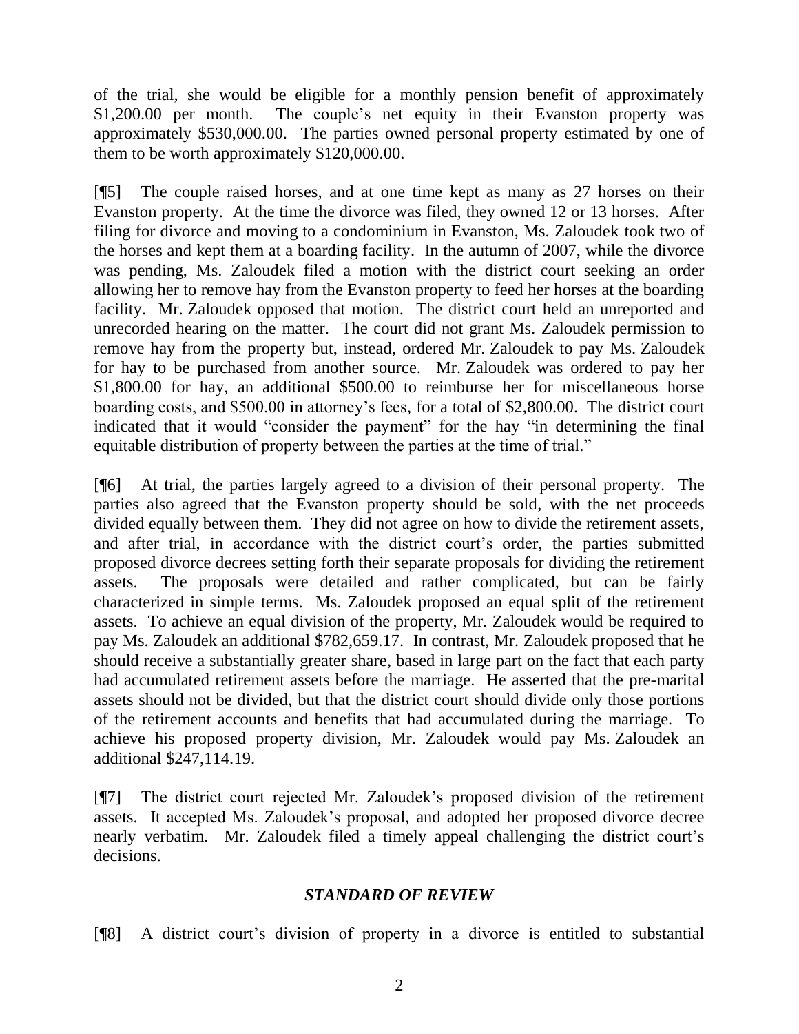of the trial, she would be eligible for a monthly pension benefit of approximately $1,200.00 per month. The couple's net equity in their Evanston property was approximately $530,000.00. The parties owned personal property estimated by one of them to be worth approximately $120,000.00.

[¶5] The couple raised horses, and at one time kept as many as 27 horses on their Evanston property. At the time the divorce was filed, they owned 12 or 13 horses. After filing for divorce and moving to a condominium in Evanston, Ms. Zaloudek took two of the horses and kept them at a boarding facility. In the autumn of 2007, while the divorce was pending, Ms. Zaloudek filed a motion with the district court seeking an order allowing her to remove hay from the Evanston property to feed her horses at the boarding facility. Mr. Zaloudek opposed that motion. The district court held an unreported and unrecorded hearing on the matter. The court did not grant Ms. Zaloudek permission to remove hay from the property but, instead, ordered Mr. Zaloudek to pay Ms. Zaloudek for hay to be purchased from another source. Mr. Zaloudek was ordered to pay her $1,800.00 for hay, an additional $500.00 to reimburse her for miscellaneous horse boarding costs, and $500.00 in attorney's fees, for a total of $2,800.00. The district court indicated that it would "consider the payment" for the hay "in determining the final equitable distribution of property between the parties at the time of trial."

[¶6] At trial, the parties largely agreed to a division of their personal property. The parties also agreed that the Evanston property should be sold, with the net proceeds divided equally between them. They did not agree on how to divide the retirement assets, and after trial, in accordance with the district court's order, the parties submitted proposed divorce decrees setting forth their separate proposals for dividing the retirement assets. The proposals were detailed and rather complicated, but can be fairly characterized in simple terms. Ms. Zaloudek proposed an equal split of the retirement assets. To achieve an equal division of the property, Mr. Zaloudek would be required to pay Ms. Zaloudek an additional $782,659.17. In contrast, Mr. Zaloudek proposed that he should receive a substantially greater share, based in large part on the fact that each party had accumulated retirement assets before the marriage. He asserted that the pre-marital assets should not be divided, but that the district court should divide only those portions of the retirement accounts and benefits that had accumulated during the marriage. To achieve his proposed property division, Mr. Zaloudek would pay Ms. Zaloudek an additional $247,114.19.

[¶7] The district court rejected Mr. Zaloudek's proposed division of the retirement assets. It accepted Ms. Zaloudek's proposal, and adopted her proposed divorce decree nearly verbatim. Mr. Zaloudek filed a timely appeal challenging the district court's decisions.

## *STANDARD OF REVIEW*

[¶8] A district court's division of property in a divorce is entitled to substantial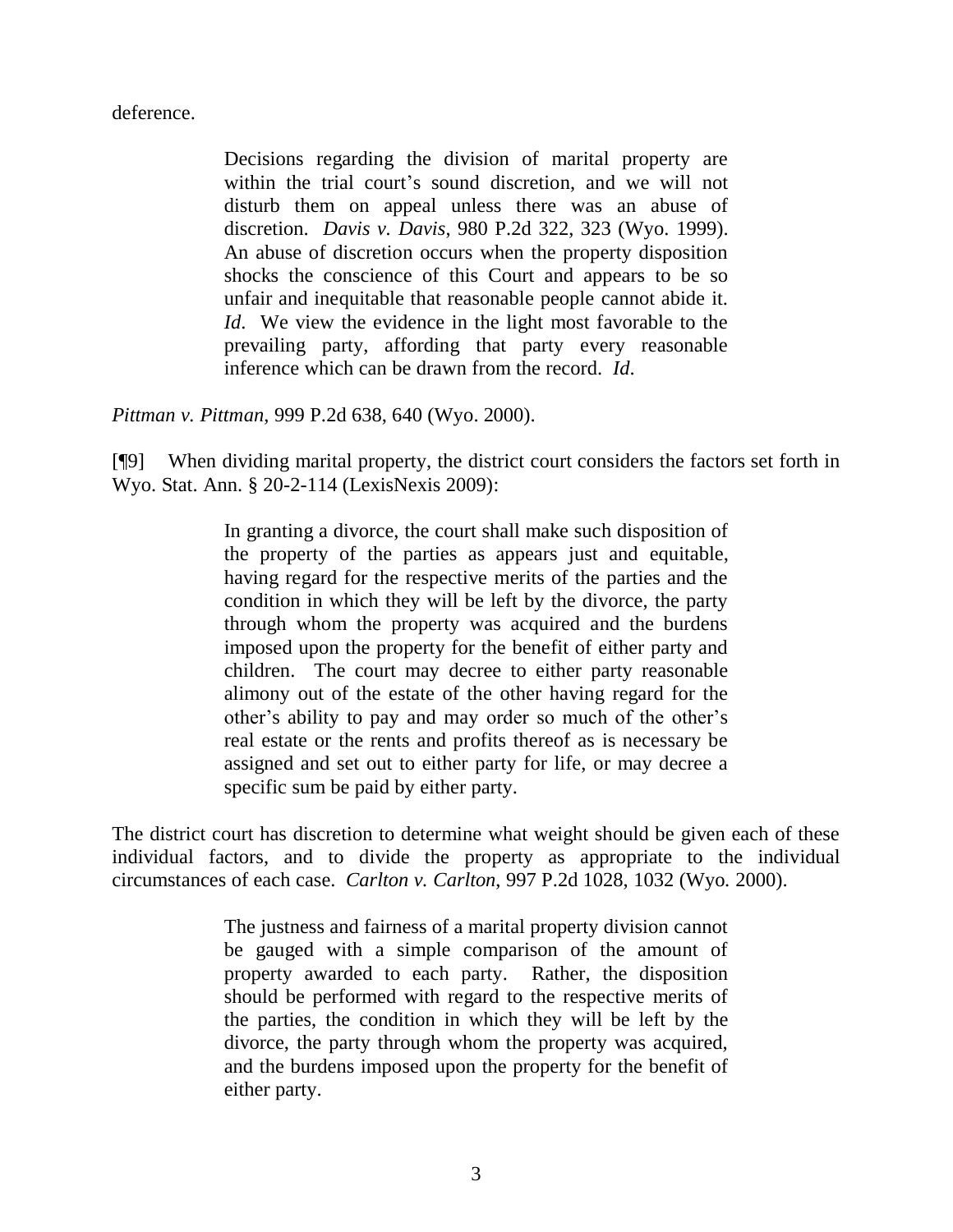deference.

> Decisions regarding the division of marital property are within the trial court's sound discretion, and we will not disturb them on appeal unless there was an abuse of discretion. *Davis v. Davis*, 980 P.2d 322, 323 (Wyo. 1999). An abuse of discretion occurs when the property disposition shocks the conscience of this Court and appears to be so unfair and inequitable that reasonable people cannot abide it. *Id*. We view the evidence in the light most favorable to the prevailing party, affording that party every reasonable inference which can be drawn from the record. *Id*.

*Pittman v. Pittman*, 999 P.2d 638, 640 (Wyo. 2000).

[¶9] When dividing marital property, the district court considers the factors set forth in Wyo. Stat. Ann. § 20-2-114 (LexisNexis 2009):

> In granting a divorce, the court shall make such disposition of the property of the parties as appears just and equitable, having regard for the respective merits of the parties and the condition in which they will be left by the divorce, the party through whom the property was acquired and the burdens imposed upon the property for the benefit of either party and children. The court may decree to either party reasonable alimony out of the estate of the other having regard for the other's ability to pay and may order so much of the other's real estate or the rents and profits thereof as is necessary be assigned and set out to either party for life, or may decree a specific sum be paid by either party.

The district court has discretion to determine what weight should be given each of these individual factors, and to divide the property as appropriate to the individual circumstances of each case. *Carlton v. Carlton*, 997 P.2d 1028, 1032 (Wyo. 2000).

> The justness and fairness of a marital property division cannot be gauged with a simple comparison of the amount of property awarded to each party. Rather, the disposition should be performed with regard to the respective merits of the parties, the condition in which they will be left by the divorce, the party through whom the property was acquired, and the burdens imposed upon the property for the benefit of either party.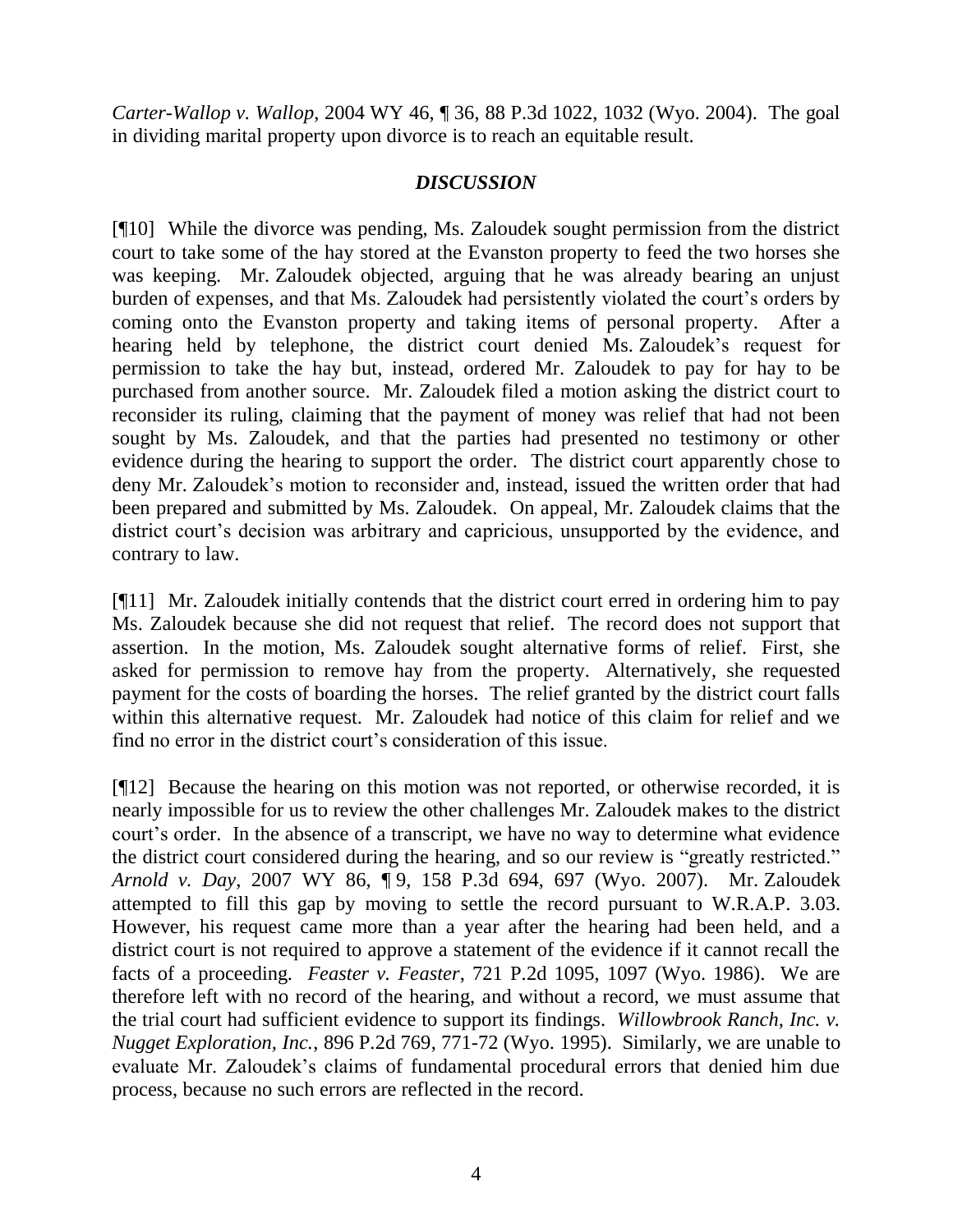*Carter-Wallop v. Wallop*, 2004 WY 46, ¶ 36, 88 P.3d 1022, 1032 (Wyo. 2004). The goal in dividing marital property upon divorce is to reach an equitable result.

## *DISCUSSION*

[¶10] While the divorce was pending, Ms. Zaloudek sought permission from the district court to take some of the hay stored at the Evanston property to feed the two horses she was keeping. Mr. Zaloudek objected, arguing that he was already bearing an unjust burden of expenses, and that Ms. Zaloudek had persistently violated the court's orders by coming onto the Evanston property and taking items of personal property. After a hearing held by telephone, the district court denied Ms. Zaloudek's request for permission to take the hay but, instead, ordered Mr. Zaloudek to pay for hay to be purchased from another source. Mr. Zaloudek filed a motion asking the district court to reconsider its ruling, claiming that the payment of money was relief that had not been sought by Ms. Zaloudek, and that the parties had presented no testimony or other evidence during the hearing to support the order. The district court apparently chose to deny Mr. Zaloudek's motion to reconsider and, instead, issued the written order that had been prepared and submitted by Ms. Zaloudek. On appeal, Mr. Zaloudek claims that the district court's decision was arbitrary and capricious, unsupported by the evidence, and contrary to law.

[¶11] Mr. Zaloudek initially contends that the district court erred in ordering him to pay Ms. Zaloudek because she did not request that relief. The record does not support that assertion. In the motion, Ms. Zaloudek sought alternative forms of relief. First, she asked for permission to remove hay from the property. Alternatively, she requested payment for the costs of boarding the horses. The relief granted by the district court falls within this alternative request. Mr. Zaloudek had notice of this claim for relief and we find no error in the district court's consideration of this issue.

[¶12] Because the hearing on this motion was not reported, or otherwise recorded, it is nearly impossible for us to review the other challenges Mr. Zaloudek makes to the district court's order. In the absence of a transcript, we have no way to determine what evidence the district court considered during the hearing, and so our review is "greatly restricted." *Arnold v. Day*, 2007 WY 86, ¶ 9, 158 P.3d 694, 697 (Wyo. 2007). Mr. Zaloudek attempted to fill this gap by moving to settle the record pursuant to W.R.A.P. 3.03. However, his request came more than a year after the hearing had been held, and a district court is not required to approve a statement of the evidence if it cannot recall the facts of a proceeding. *Feaster v. Feaster*, 721 P.2d 1095, 1097 (Wyo. 1986). We are therefore left with no record of the hearing, and without a record, we must assume that the trial court had sufficient evidence to support its findings. *Willowbrook Ranch, Inc. v. Nugget Exploration, Inc.*, 896 P.2d 769, 771-72 (Wyo. 1995). Similarly, we are unable to evaluate Mr. Zaloudek's claims of fundamental procedural errors that denied him due process, because no such errors are reflected in the record.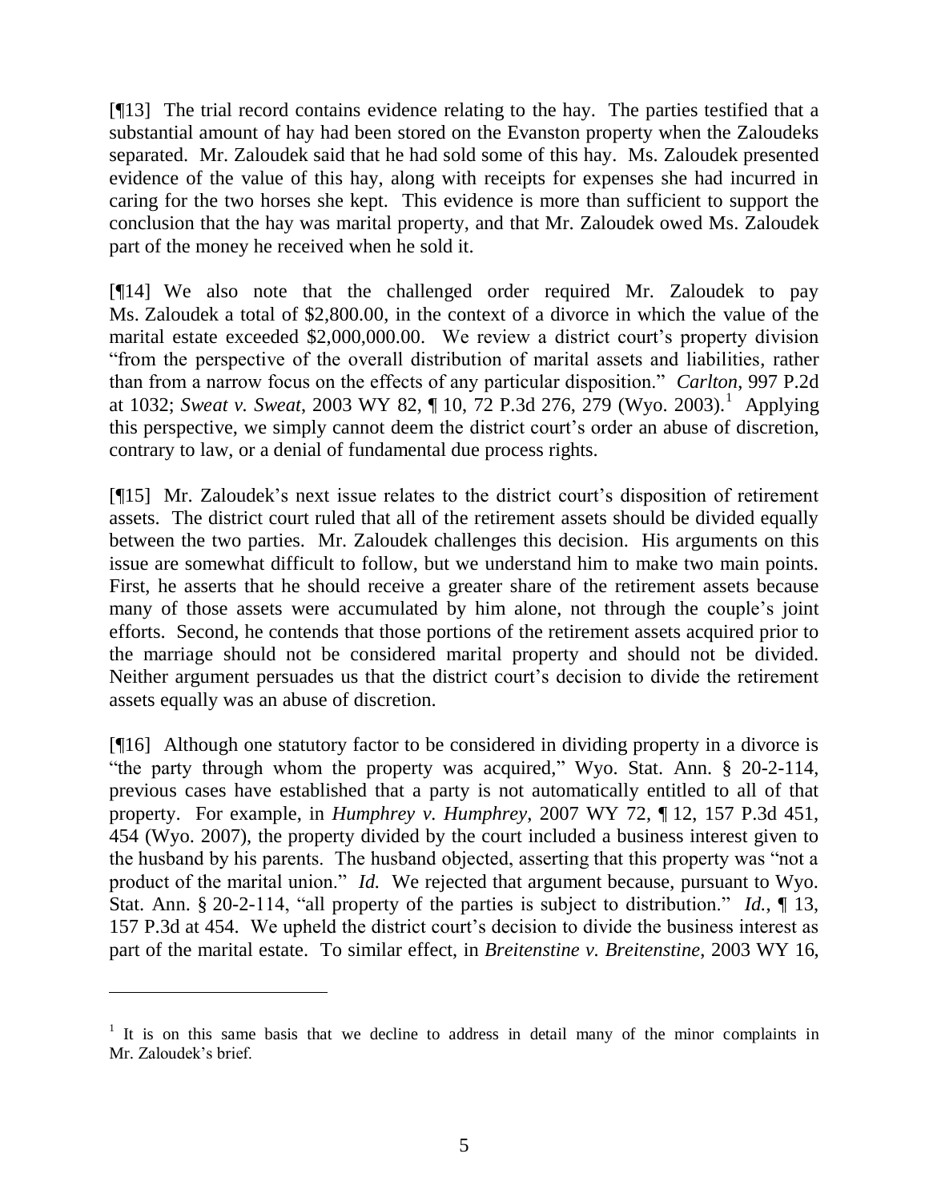[¶13] The trial record contains evidence relating to the hay. The parties testified that a substantial amount of hay had been stored on the Evanston property when the Zaloudeks separated. Mr. Zaloudek said that he had sold some of this hay. Ms. Zaloudek presented evidence of the value of this hay, along with receipts for expenses she had incurred in caring for the two horses she kept. This evidence is more than sufficient to support the conclusion that the hay was marital property, and that Mr. Zaloudek owed Ms. Zaloudek part of the money he received when he sold it.

[¶14] We also note that the challenged order required Mr. Zaloudek to pay Ms. Zaloudek a total of $2,800.00, in the context of a divorce in which the value of the marital estate exceeded $2,000,000.00. We review a district court's property division "from the perspective of the overall distribution of marital assets and liabilities, rather than from a narrow focus on the effects of any particular disposition." *Carlton*, 997 P.2d at 1032; *Sweat v. Sweat*, 2003 WY 82, ¶ 10, 72 P.3d 276, 279 (Wyo. 2003).[1] Applying this perspective, we simply cannot deem the district court's order an abuse of discretion, contrary to law, or a denial of fundamental due process rights.

[¶15] Mr. Zaloudek's next issue relates to the district court's disposition of retirement assets. The district court ruled that all of the retirement assets should be divided equally between the two parties. Mr. Zaloudek challenges this decision. His arguments on this issue are somewhat difficult to follow, but we understand him to make two main points. First, he asserts that he should receive a greater share of the retirement assets because many of those assets were accumulated by him alone, not through the couple's joint efforts. Second, he contends that those portions of the retirement assets acquired prior to the marriage should not be considered marital property and should not be divided. Neither argument persuades us that the district court's decision to divide the retirement assets equally was an abuse of discretion.

[¶16] Although one statutory factor to be considered in dividing property in a divorce is "the party through whom the property was acquired," Wyo. Stat. Ann. § 20-2-114, previous cases have established that a party is not automatically entitled to all of that property. For example, in *Humphrey v. Humphrey*, 2007 WY 72, ¶ 12, 157 P.3d 451, 454 (Wyo. 2007), the property divided by the court included a business interest given to the husband by his parents. The husband objected, asserting that this property was "not a product of the marital union." *Id.* We rejected that argument because, pursuant to Wyo. Stat. Ann. § 20-2-114, "all property of the parties is subject to distribution." *Id.*, ¶ 13, 157 P.3d at 454. We upheld the district court's decision to divide the business interest as part of the marital estate. To similar effect, in *Breitenstine v. Breitenstine*, 2003 WY 16,

---

[1] It is on this same basis that we decline to address in detail many of the minor complaints in Mr. Zaloudek's brief.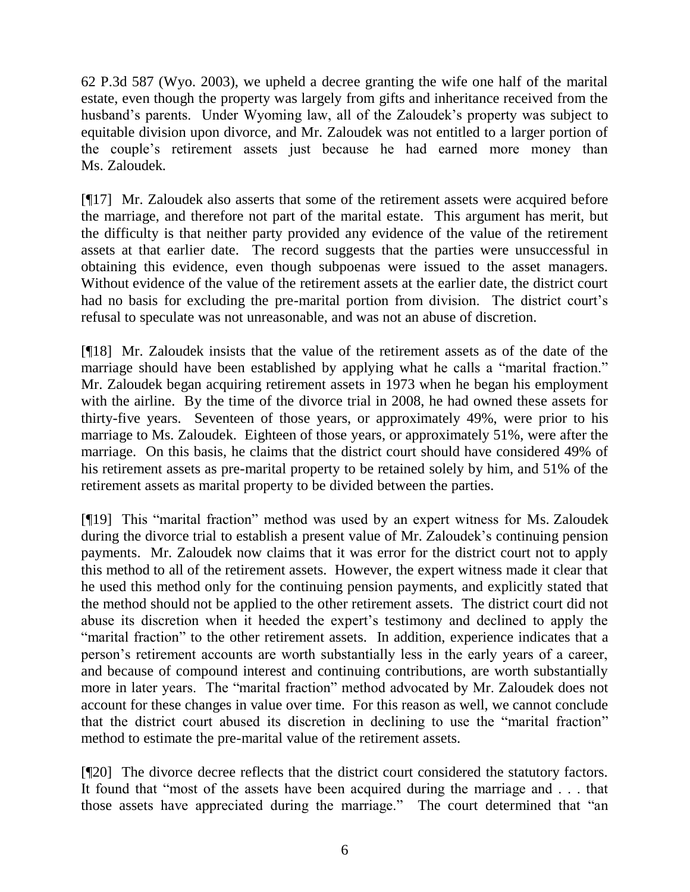62 P.3d 587 (Wyo. 2003), we upheld a decree granting the wife one half of the marital estate, even though the property was largely from gifts and inheritance received from the husband's parents. Under Wyoming law, all of the Zaloudek's property was subject to equitable division upon divorce, and Mr. Zaloudek was not entitled to a larger portion of the couple's retirement assets just because he had earned more money than Ms. Zaloudek.

[¶17] Mr. Zaloudek also asserts that some of the retirement assets were acquired before the marriage, and therefore not part of the marital estate. This argument has merit, but the difficulty is that neither party provided any evidence of the value of the retirement assets at that earlier date. The record suggests that the parties were unsuccessful in obtaining this evidence, even though subpoenas were issued to the asset managers. Without evidence of the value of the retirement assets at the earlier date, the district court had no basis for excluding the pre-marital portion from division. The district court's refusal to speculate was not unreasonable, and was not an abuse of discretion.

[¶18] Mr. Zaloudek insists that the value of the retirement assets as of the date of the marriage should have been established by applying what he calls a "marital fraction." Mr. Zaloudek began acquiring retirement assets in 1973 when he began his employment with the airline. By the time of the divorce trial in 2008, he had owned these assets for thirty-five years. Seventeen of those years, or approximately 49%, were prior to his marriage to Ms. Zaloudek. Eighteen of those years, or approximately 51%, were after the marriage. On this basis, he claims that the district court should have considered 49% of his retirement assets as pre-marital property to be retained solely by him, and 51% of the retirement assets as marital property to be divided between the parties.

[¶19] This "marital fraction" method was used by an expert witness for Ms. Zaloudek during the divorce trial to establish a present value of Mr. Zaloudek's continuing pension payments. Mr. Zaloudek now claims that it was error for the district court not to apply this method to all of the retirement assets. However, the expert witness made it clear that he used this method only for the continuing pension payments, and explicitly stated that the method should not be applied to the other retirement assets. The district court did not abuse its discretion when it heeded the expert's testimony and declined to apply the "marital fraction" to the other retirement assets. In addition, experience indicates that a person's retirement accounts are worth substantially less in the early years of a career, and because of compound interest and continuing contributions, are worth substantially more in later years. The "marital fraction" method advocated by Mr. Zaloudek does not account for these changes in value over time. For this reason as well, we cannot conclude that the district court abused its discretion in declining to use the "marital fraction" method to estimate the pre-marital value of the retirement assets.

[¶20] The divorce decree reflects that the district court considered the statutory factors. It found that "most of the assets have been acquired during the marriage and . . . that those assets have appreciated during the marriage." The court determined that "an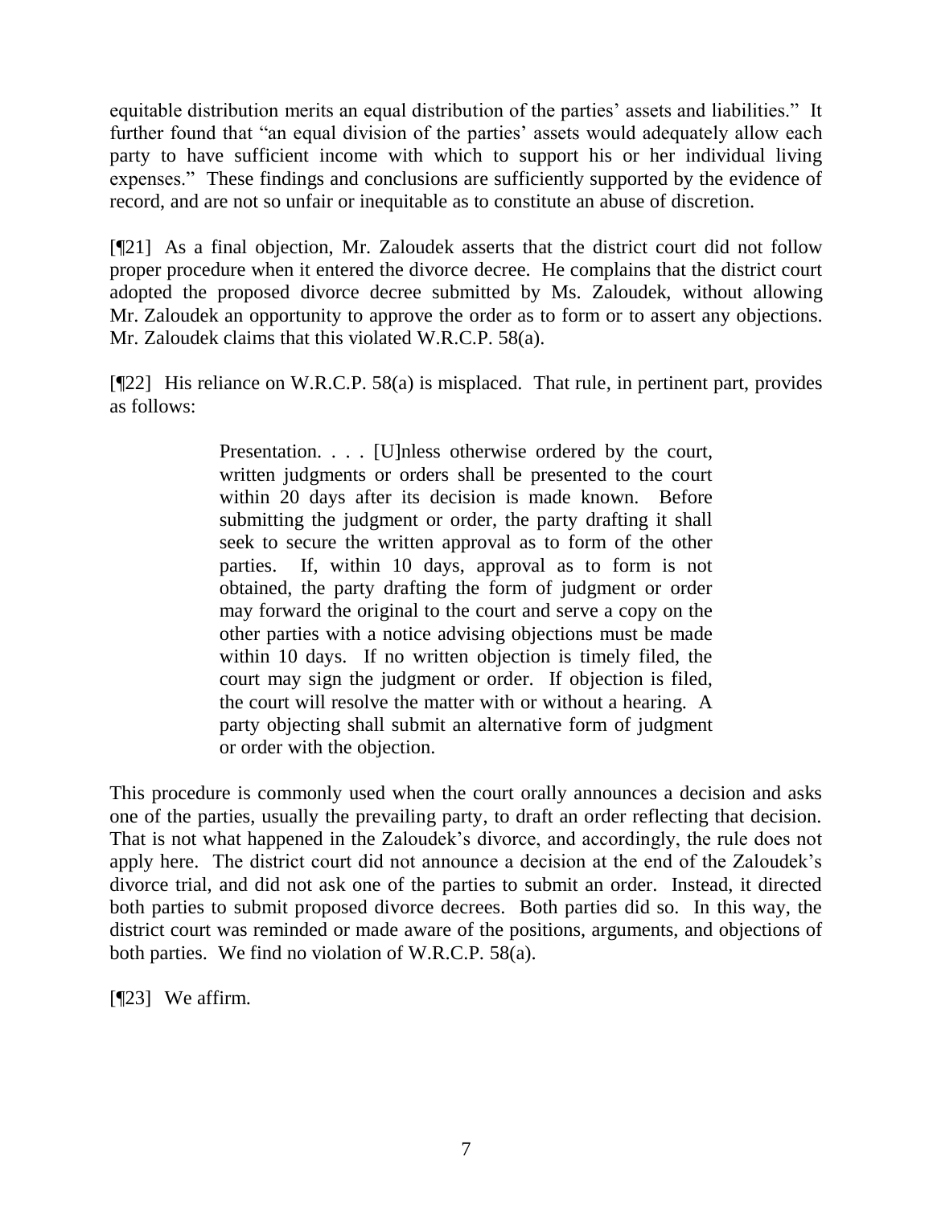equitable distribution merits an equal distribution of the parties' assets and liabilities." It further found that "an equal division of the parties' assets would adequately allow each party to have sufficient income with which to support his or her individual living expenses." These findings and conclusions are sufficiently supported by the evidence of record, and are not so unfair or inequitable as to constitute an abuse of discretion.

[¶21] As a final objection, Mr. Zaloudek asserts that the district court did not follow proper procedure when it entered the divorce decree. He complains that the district court adopted the proposed divorce decree submitted by Ms. Zaloudek, without allowing Mr. Zaloudek an opportunity to approve the order as to form or to assert any objections. Mr. Zaloudek claims that this violated W.R.C.P. 58(a).

[¶22] His reliance on W.R.C.P. 58(a) is misplaced. That rule, in pertinent part, provides as follows:

> Presentation. . . . [U]nless otherwise ordered by the court, written judgments or orders shall be presented to the court within 20 days after its decision is made known. Before submitting the judgment or order, the party drafting it shall seek to secure the written approval as to form of the other parties. If, within 10 days, approval as to form is not obtained, the party drafting the form of judgment or order may forward the original to the court and serve a copy on the other parties with a notice advising objections must be made within 10 days. If no written objection is timely filed, the court may sign the judgment or order. If objection is filed, the court will resolve the matter with or without a hearing. A party objecting shall submit an alternative form of judgment or order with the objection.

This procedure is commonly used when the court orally announces a decision and asks one of the parties, usually the prevailing party, to draft an order reflecting that decision. That is not what happened in the Zaloudek's divorce, and accordingly, the rule does not apply here. The district court did not announce a decision at the end of the Zaloudek's divorce trial, and did not ask one of the parties to submit an order. Instead, it directed both parties to submit proposed divorce decrees. Both parties did so. In this way, the district court was reminded or made aware of the positions, arguments, and objections of both parties. We find no violation of W.R.C.P. 58(a).

[¶23] We affirm.